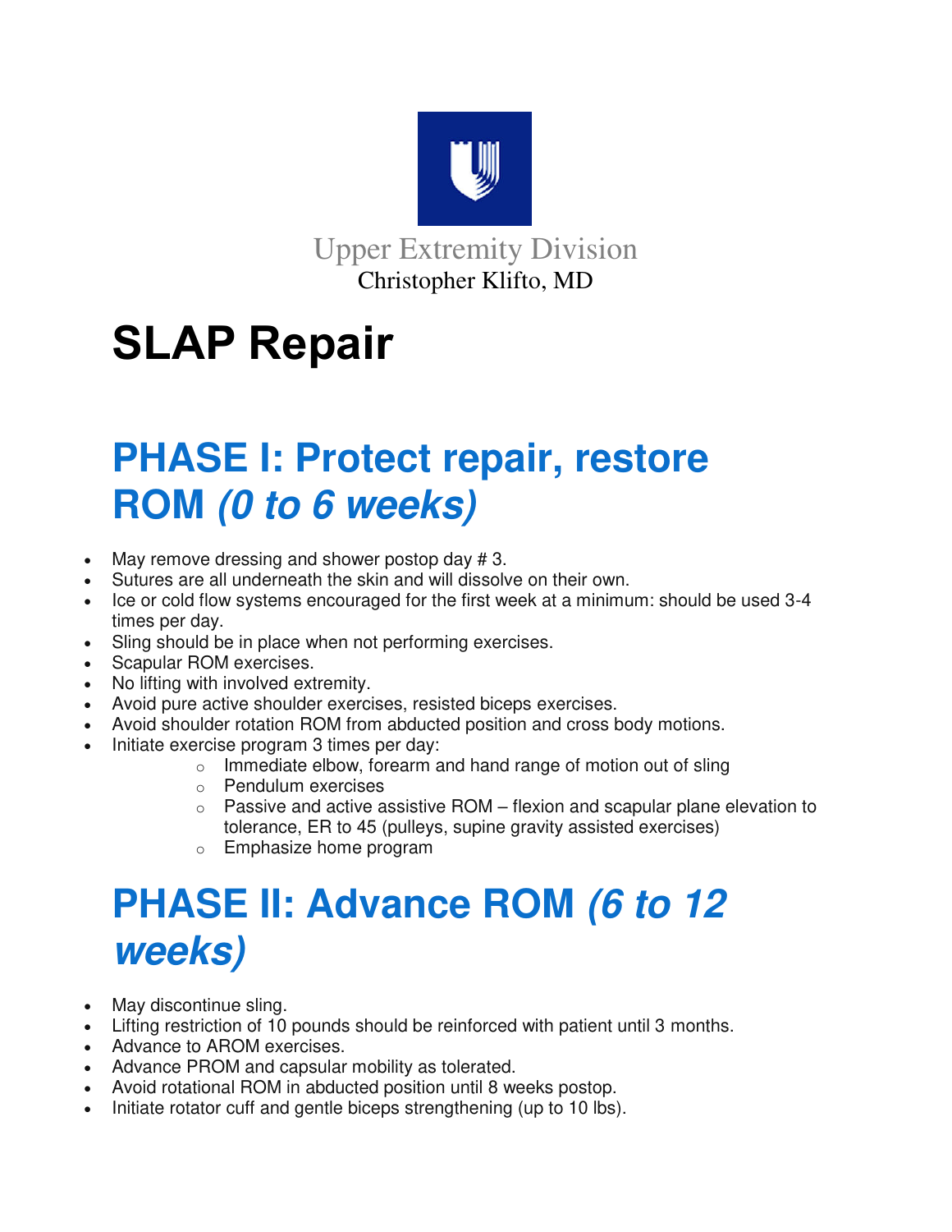Upper Extremity Division
Christopher Klifto, MD

# SLAP Repair

## PHASE I: Protect repair, restore ROM *(0 to 6 weeks)*

- May remove dressing and shower postop day # 3.
- Sutures are all underneath the skin and will dissolve on their own.
- Ice or cold flow systems encouraged for the first week at a minimum: should be used 3-4 times per day.
- Sling should be in place when not performing exercises.
- Scapular ROM exercises.
- No lifting with involved extremity.
- Avoid pure active shoulder exercises, resisted biceps exercises.
- Avoid shoulder rotation ROM from abducted position and cross body motions.
- Initiate exercise program 3 times per day:
  - Immediate elbow, forearm and hand range of motion out of sling
  - Pendulum exercises
  - Passive and active assistive ROM – flexion and scapular plane elevation to tolerance, ER to 45 (pulleys, supine gravity assisted exercises)
  - Emphasize home program

## PHASE II: Advance ROM *(6 to 12 weeks)*

- May discontinue sling.
- Lifting restriction of 10 pounds should be reinforced with patient until 3 months.
- Advance to AROM exercises.
- Advance PROM and capsular mobility as tolerated.
- Avoid rotational ROM in abducted position until 8 weeks postop.
- Initiate rotator cuff and gentle biceps strengthening (up to 10 lbs).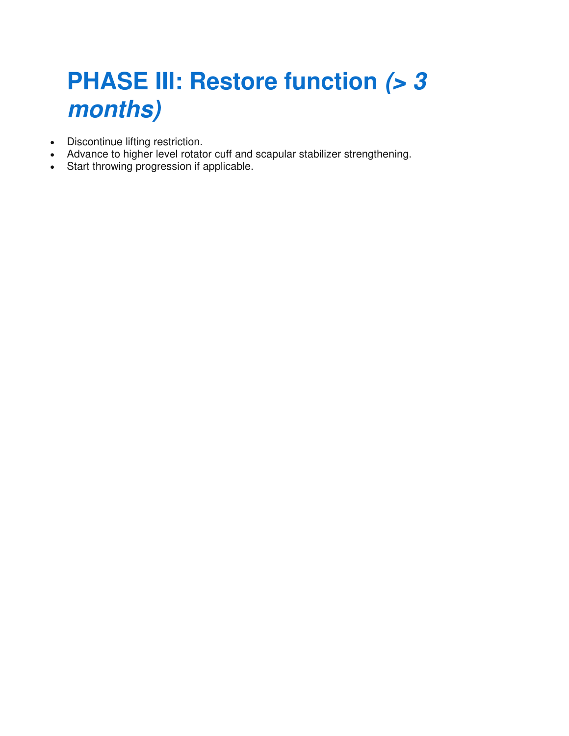# PHASE III: Restore function *(> 3 months)*

- Discontinue lifting restriction.
- Advance to higher level rotator cuff and scapular stabilizer strengthening.
- Start throwing progression if applicable.